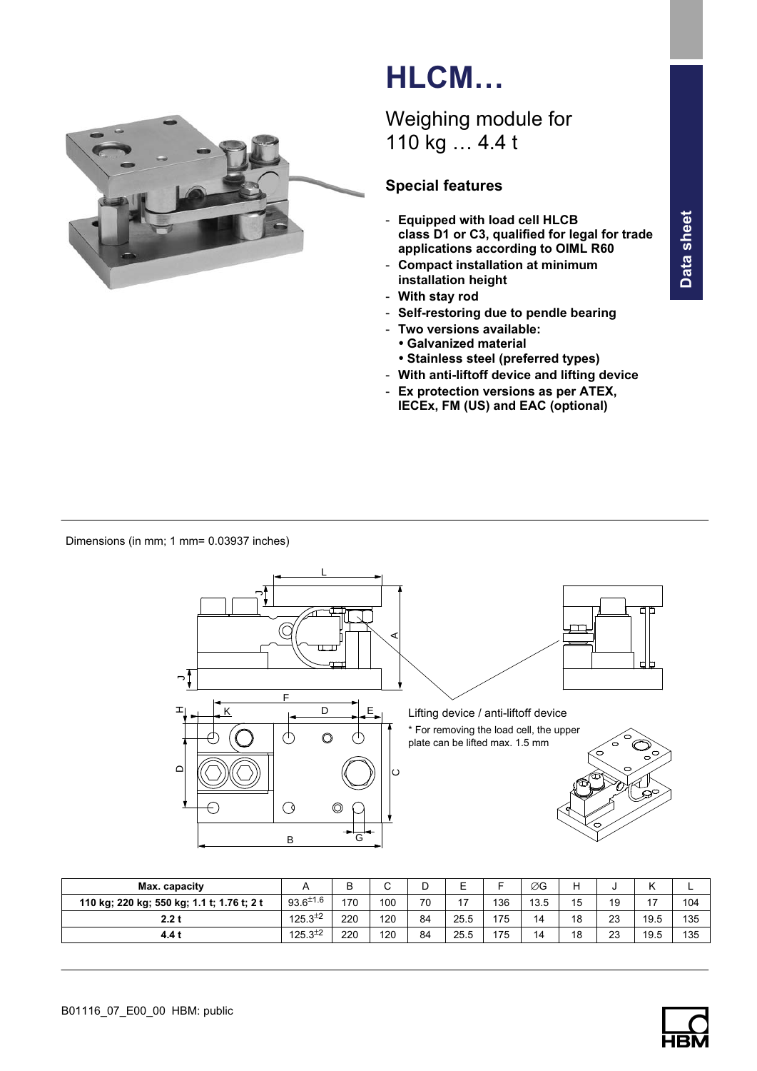# HLCM…

Weighing module for
110 kg … 4.4 t

### Special features

- **Equipped with load cell HLCB class D1 or C3, qualified for legal for trade applications according to OIML R60**
- **Compact installation at minimum installation height**
- **With stay rod**
- **Self-restoring due to pendle bearing**
- **Two versions available:**
  - **Galvanized material**
  - **Stainless steel (preferred types)**
- **With anti-liftoff device and lifting device**
- **Ex protection versions as per ATEX, IECEx, FM (US) and EAC (optional)**

Data sheet

Dimensions (in mm; 1 mm= 0.03937 inches)

Lifting device / anti-liftoff device

* For removing the load cell, the upper plate can be lifted max. 1.5 mm

| Max. capacity | A | B | C | D | E | F | ∅G | H | J | K | L |
|---|---|---|---|---|---|---|---|---|---|---|---|
| 110 kg; 220 kg; 550 kg; 1.1 t; 1.76 t; 2 t | $93.6^{\pm1.6}$ | 170 | 100 | 70 | 17 | 136 | 13.5 | 15 | 19 | 17 | 104 |
| 2.2 t | $125.3^{\pm2}$ | 220 | 120 | 84 | 25.5 | 175 | 14 | 18 | 23 | 19.5 | 135 |
| 4.4 t | $125.3^{\pm2}$ | 220 | 120 | 84 | 25.5 | 175 | 14 | 18 | 23 | 19.5 | 135 |

B01116_07_E00_00 HBM: public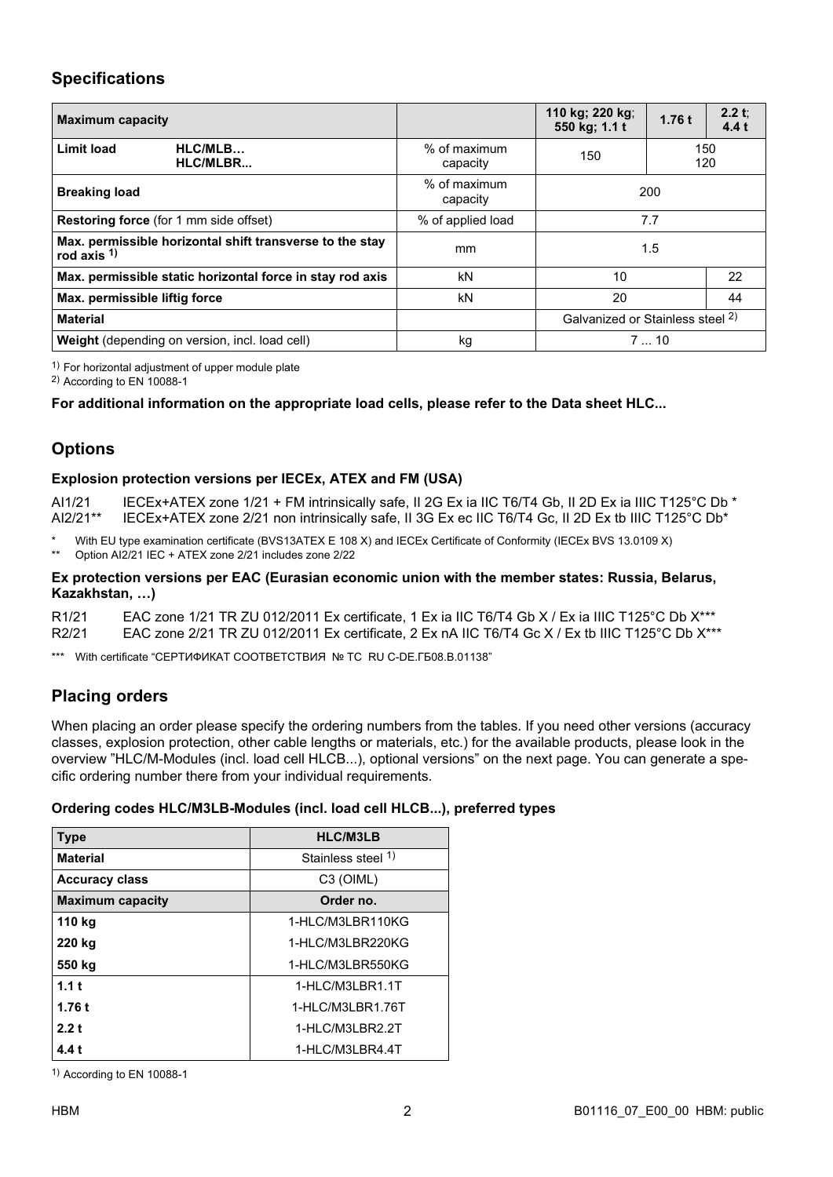## Specifications

| Maximum capacity | | | 110 kg; 220 kg; 550 kg; 1.1 t | 1.76 t | 2.2 t; 4.4 t |
|---|---|---|---|---|---|
| Limit load | HLC/MLB… HLC/MLBR... | % of maximum capacity | 150 | 150 120 | |
| Breaking load | | % of maximum capacity | 200 | | |
| **Restoring force** (for 1 mm side offset) | | % of applied load | 7.7 | | |
| Max. permissible horizontal shift transverse to the stay rod axis [1)] | | mm | 1.5 | | |
| Max. permissible static horizontal force in stay rod axis | | kN | 10 | | 22 |
| Max. permissible liftig force | | kN | 20 | | 44 |
| Material | | | Galvanized or Stainless steel [2)] | | |
| **Weight** (depending on version, incl. load cell) | | kg | 7 ... 10 | | |

[1)] For horizontal adjustment of upper module plate
[2)] According to EN 10088-1

**For additional information on the appropriate load cells, please refer to the Data sheet HLC...**

## Options

### Explosion protection versions per IECEx, ATEX and FM (USA)

AI1/21 IECEx+ATEX zone 1/21 + FM intrinsically safe, II 2G Ex ia IIC T6/T4 Gb, II 2D Ex ia IIIC T125°C Db *
AI2/21** IECEx+ATEX zone 2/21 non intrinsically safe, II 3G Ex ec IIC T6/T4 Gc, II 2D Ex tb IIIC T125°C Db*

\* With EU type examination certificate (BVS13ATEX E 108 X) and IECEx Certificate of Conformity (IECEx BVS 13.0109 X)
\** Option AI2/21 IEC + ATEX zone 2/21 includes zone 2/22

### Ex protection versions per EAC (Eurasian economic union with the member states: Russia, Belarus, Kazakhstan, …)

R1/21 EAC zone 1/21 TR ZU 012/2011 Ex certificate, 1 Ex ia IIC T6/T4 Gb X / Ex ia IIIC T125°C Db X***
R2/21 EAC zone 2/21 TR ZU 012/2011 Ex certificate, 2 Ex nA IIC T6/T4 Gc X / Ex tb IIIC T125°C Db X***

\*** With certificate “СЕРТИФИКАТ СООТВЕТСТВИЯ № ТС RU C-DE.ГБ08.В.01138”

## Placing orders

When placing an order please specify the ordering numbers from the tables. If you need other versions (accuracy classes, explosion protection, other cable lengths or materials, etc.) for the available products, please look in the overview ”HLC/M-Modules (incl. load cell HLCB...), optional versions” on the next page. You can generate a specific ordering number there from your individual requirements.

### Ordering codes HLC/M3LB-Modules (incl. load cell HLCB...), preferred types

| Type | HLC/M3LB |
|---|---|
| **Material** | Stainless steel [1)] |
| **Accuracy class** | C3 (OIML) |
| **Maximum capacity** | **Order no.** |
| **110 kg** | 1-HLC/M3LBR110KG |
| **220 kg** | 1-HLC/M3LBR220KG |
| **550 kg** | 1-HLC/M3LBR550KG |
| **1.1 t** | 1-HLC/M3LBR1.1T |
| **1.76 t** | 1-HLC/M3LBR1.76T |
| **2.2 t** | 1-HLC/M3LBR2.2T |
| **4.4 t** | 1-HLC/M3LBR4.4T |

[1)] According to EN 10088-1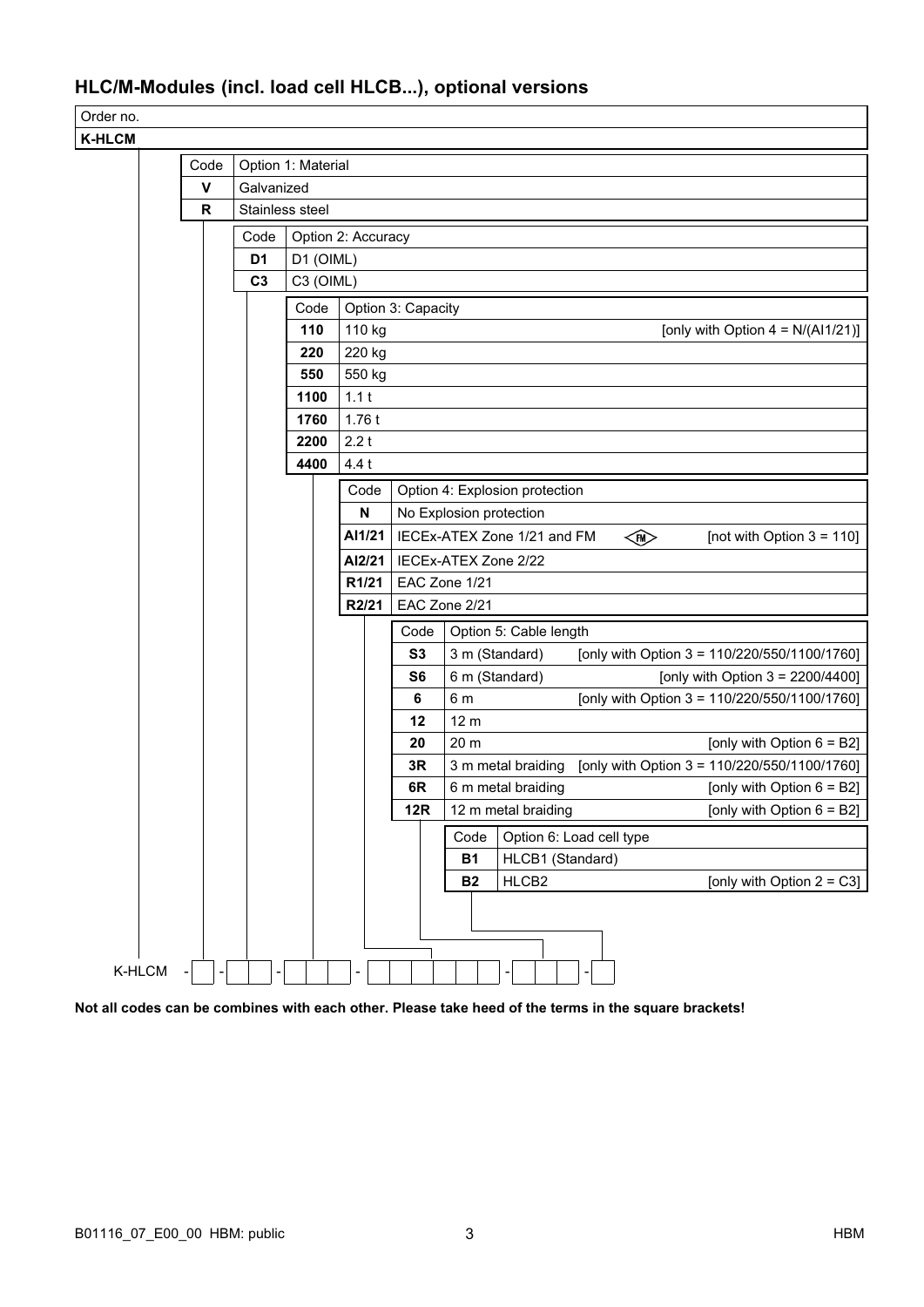## HLC/M-Modules (incl. load cell HLCB...), optional versions

| Order no. |
|---|
| **K-HLCM** |

| Code | Option 1: Material |
|---|---|
| **V** | Galvanized |
| **R** | Stainless steel |

| Code | Option 2: Accuracy |
|---|---|
| **D1** | D1 (OIML) |
| **C3** | C3 (OIML) |

| Code | Option 3: Capacity | |
|---|---|---|
| **110** | 110 kg | [only with Option 4 = N/(AI1/21)] |
| **220** | 220 kg | |
| **550** | 550 kg | |
| **1100** | 1.1 t | |
| **1760** | 1.76 t | |
| **2200** | 2.2 t | |
| **4400** | 4.4 t | |

| Code | Option 4: Explosion protection | |
|---|---|---|
| **N** | No Explosion protection | |
| **AI1/21** | IECEx-ATEX Zone 1/21 and FM | [not with Option 3 = 110] |
| **AI2/21** | IECEx-ATEX Zone 2/22 | |
| **R1/21** | EAC Zone 1/21 | |
| **R2/21** | EAC Zone 2/21 | |

| Code | Option 5: Cable length | |
|---|---|---|
| **S3** | 3 m (Standard) | [only with Option 3 = 110/220/550/1100/1760] |
| **S6** | 6 m (Standard) | [only with Option 3 = 2200/4400] |
| **6** | 6 m | [only with Option 3 = 110/220/550/1100/1760] |
| **12** | 12 m | |
| **20** | 20 m | [only with Option 6 = B2] |
| **3R** | 3 m metal braiding | [only with Option 3 = 110/220/550/1100/1760] |
| **6R** | 6 m metal braiding | [only with Option 6 = B2] |
| **12R** | 12 m metal braiding | [only with Option 6 = B2] |

| Code | Option 6: Load cell type | |
|---|---|---|
| **B1** | HLCB1 (Standard) | |
| **B2** | HLCB2 | [only with Option 2 = C3] |

K-HLCM - ☐ - ☐☐ - ☐☐☐☐ - ☐☐☐☐☐☐ - ☐☐☐ - ☐☐

**Not all codes can be combines with each other. Please take heed of the terms in the square brackets!**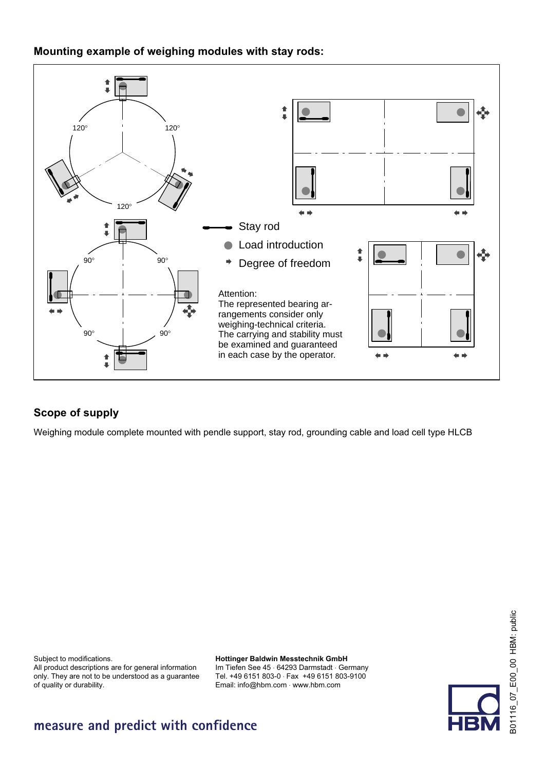**Mounting example of weighing modules with stay rods:**

120°

120°

120°

90°

90°

90°

90°

Stay rod

Load introduction

Degree of freedom

Attention:
The represented bearing arrangements consider only weighing-technical criteria. The carrying and stability must be examined and guaranteed in each case by the operator.

## Scope of supply

Weighing module complete mounted with pendle support, stay rod, grounding cable and load cell type HLCB

Subject to modifications.
All product descriptions are for general information only. They are not to be understood as a guarantee of quality or durability.

**Hottinger Baldwin Messtechnik GmbH**
Im Tiefen See 45 · 64293 Darmstadt · Germany
Tel. +49 6151 803-0 · Fax +49 6151 803-9100
Email: info@hbm.com · www.hbm.com

B01116_07_E00_00 HBM: public

measure and predict with confidence